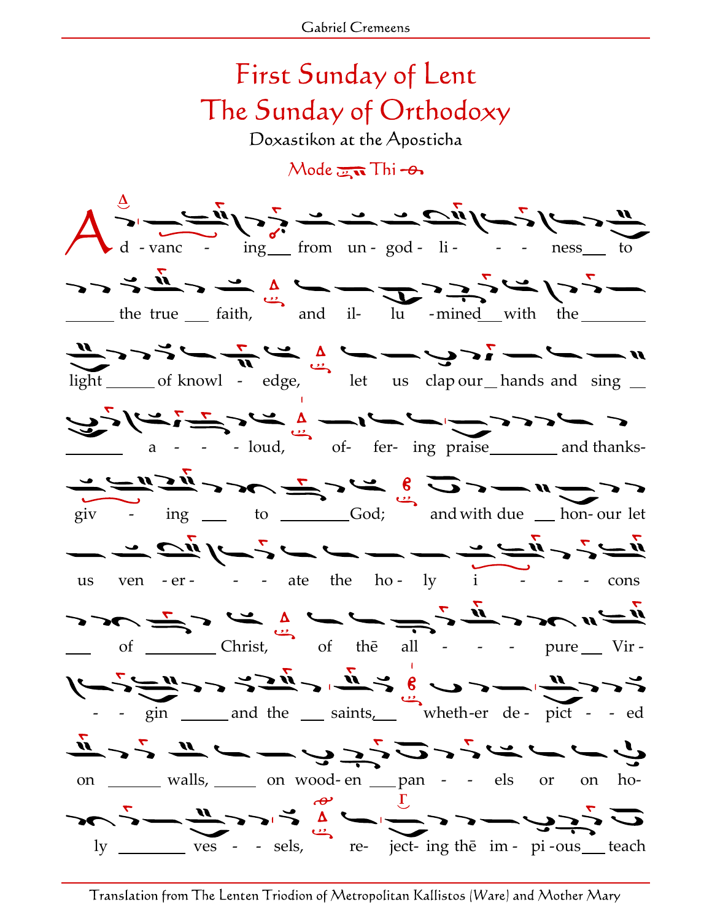# First Sunday of Lent
# The Sunday of Orthodoxy

Doxastikon at the Aposticha

Mode Thi

Advancing from ungodliness to the true faith, and illumined with the light of knowledge, let us clap our hands and sing aloud, offering praise and thanksgiving to God; and with due honour let us venerate the holy icons of Christ, of the all-pure Virgin and the saints, whether depicted on walls, on wooden panels or on holy vessels, rejecting the impious teach-

Translation from The Lenten Triodion of Metropolitan Kallistos (Ware) and Mother Mary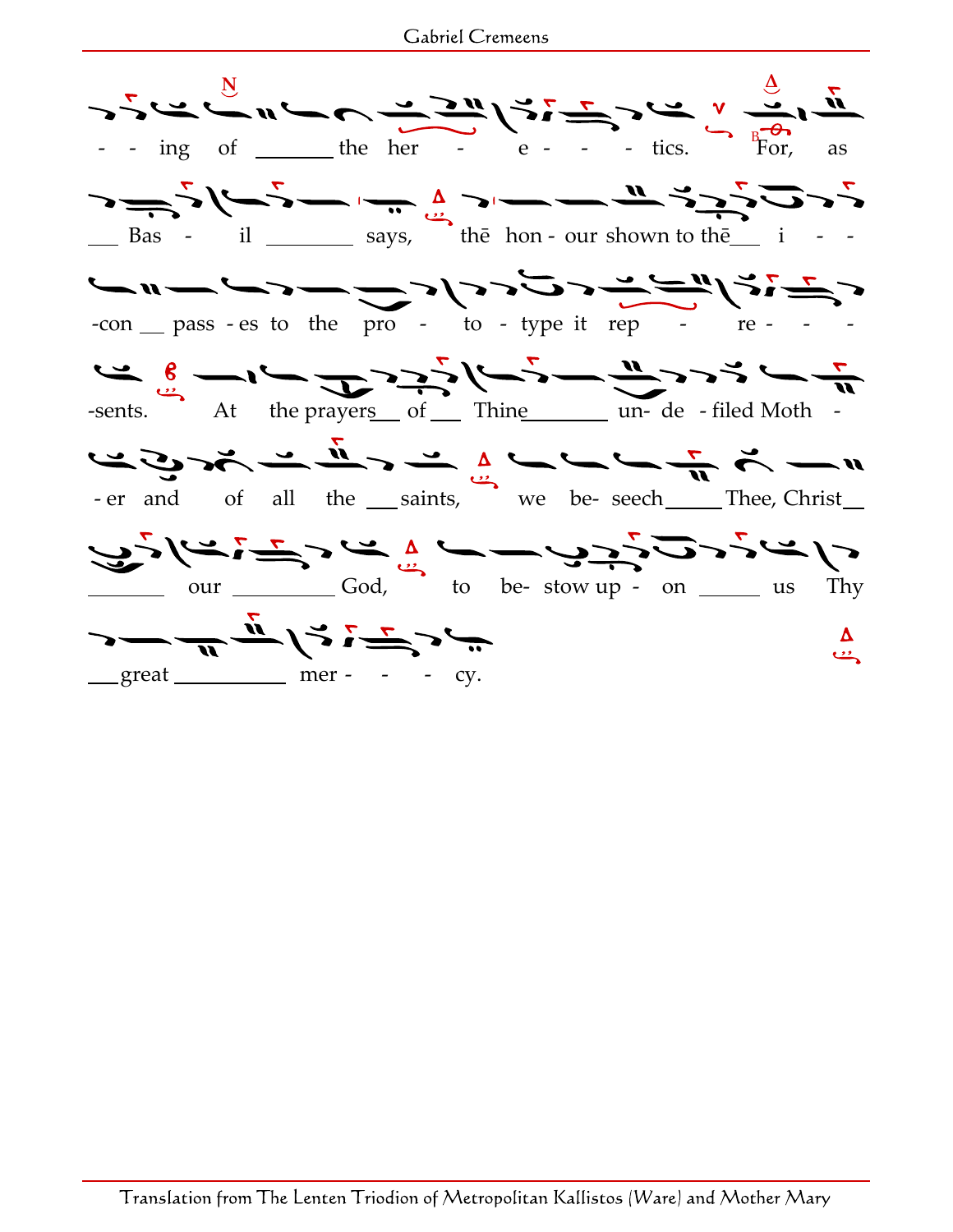- - ing of _______ the her - e - - - tics. For, as

___ Bas - il ________ says, thē hon - our shown to thē___ i - -

-con __ pass - es to the pro - to - type it rep - re - - -

-sents. At the prayers___ of___ Thine_______ un- de - filed Moth -

- er and of all the ___saints, we be- seech_____ Thee, Christ__

_______ our _________ God, to be- stow up - on _____ us Thy

___great __________ mer - - - cy.

Translation from The Lenten Triodion of Metropolitan Kallistos (Ware) and Mother Mary